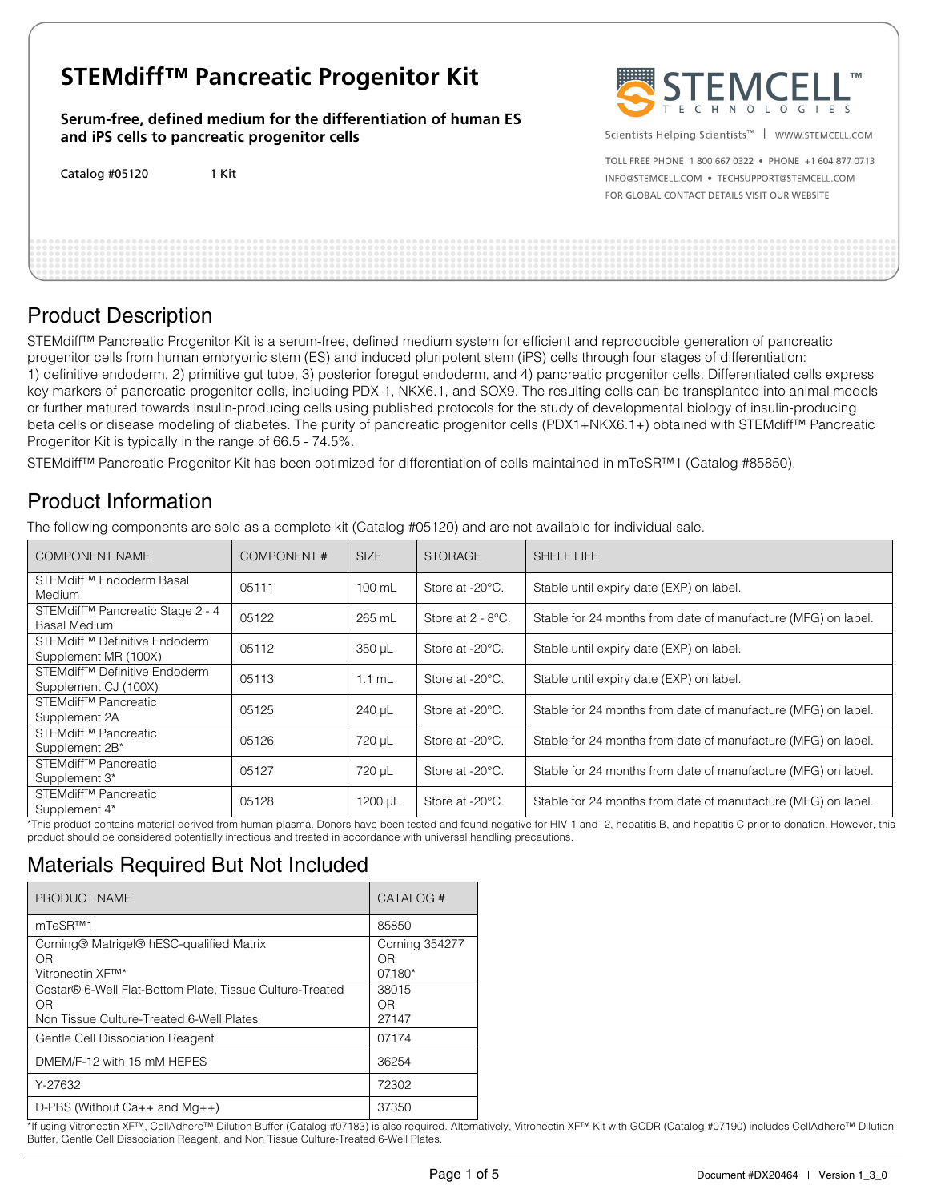# STEMdiff™ Pancreatic Progenitor Kit

**Serum-free, defined medium for the differentiation of human ES and iPS cells to pancreatic progenitor cells**

Catalog #05120 1 Kit

STEMCELL TECHNOLOGIES

Scientists Helping Scientists™ | WWW.STEMCELL.COM

TOLL FREE PHONE 1 800 667 0322 • PHONE +1 604 877 0713
INFO@STEMCELL.COM • TECHSUPPORT@STEMCELL.COM
FOR GLOBAL CONTACT DETAILS VISIT OUR WEBSITE

## Product Description

STEMdiff™ Pancreatic Progenitor Kit is a serum-free, defined medium system for efficient and reproducible generation of pancreatic progenitor cells from human embryonic stem (ES) and induced pluripotent stem (iPS) cells through four stages of differentiation: 1) definitive endoderm, 2) primitive gut tube, 3) posterior foregut endoderm, and 4) pancreatic progenitor cells. Differentiated cells express key markers of pancreatic progenitor cells, including PDX-1, NKX6.1, and SOX9. The resulting cells can be transplanted into animal models or further matured towards insulin-producing cells using published protocols for the study of developmental biology of insulin-producing beta cells or disease modeling of diabetes. The purity of pancreatic progenitor cells (PDX1+NKX6.1+) obtained with STEMdiff™ Pancreatic Progenitor Kit is typically in the range of 66.5 - 74.5%.

STEMdiff™ Pancreatic Progenitor Kit has been optimized for differentiation of cells maintained in mTeSR™1 (Catalog #85850).

## Product Information

The following components are sold as a complete kit (Catalog #05120) and are not available for individual sale.

| COMPONENT NAME | COMPONENT # | SIZE | STORAGE | SHELF LIFE |
|---|---|---|---|---|
| STEMdiff™ Endoderm Basal Medium | 05111 | 100 mL | Store at -20°C. | Stable until expiry date (EXP) on label. |
| STEMdiff™ Pancreatic Stage 2 - 4 Basal Medium | 05122 | 265 mL | Store at 2 - 8°C. | Stable for 24 months from date of manufacture (MFG) on label. |
| STEMdiff™ Definitive Endoderm Supplement MR (100X) | 05112 | 350 µL | Store at -20°C. | Stable until expiry date (EXP) on label. |
| STEMdiff™ Definitive Endoderm Supplement CJ (100X) | 05113 | 1.1 mL | Store at -20°C. | Stable until expiry date (EXP) on label. |
| STEMdiff™ Pancreatic Supplement 2A | 05125 | 240 µL | Store at -20°C. | Stable for 24 months from date of manufacture (MFG) on label. |
| STEMdiff™ Pancreatic Supplement 2B* | 05126 | 720 µL | Store at -20°C. | Stable for 24 months from date of manufacture (MFG) on label. |
| STEMdiff™ Pancreatic Supplement 3* | 05127 | 720 µL | Store at -20°C. | Stable for 24 months from date of manufacture (MFG) on label. |
| STEMdiff™ Pancreatic Supplement 4* | 05128 | 1200 µL | Store at -20°C. | Stable for 24 months from date of manufacture (MFG) on label. |

*This product contains material derived from human plasma. Donors have been tested and found negative for HIV-1 and -2, hepatitis B, and hepatitis C prior to donation. However, this product should be considered potentially infectious and treated in accordance with universal handling precautions.

## Materials Required But Not Included

| PRODUCT NAME | CATALOG # |
|---|---|
| mTeSR™1 | 85850 |
| Corning® Matrigel® hESC-qualified Matrix<br>OR<br>Vitronectin XF™* | Corning 354277<br>OR<br>07180* |
| Costar® 6-Well Flat-Bottom Plate, Tissue Culture-Treated<br>OR<br>Non Tissue Culture-Treated 6-Well Plates | 38015<br>OR<br>27147 |
| Gentle Cell Dissociation Reagent | 07174 |
| DMEM/F-12 with 15 mM HEPES | 36254 |
| Y-27632 | 72302 |
| D-PBS (Without Ca++ and Mg++) | 37350 |

*If using Vitronectin XF™, CellAdhere™ Dilution Buffer (Catalog #07183) is also required. Alternatively, Vitronectin XF™ Kit with GCDR (Catalog #07190) includes CellAdhere™ Dilution Buffer, Gentle Cell Dissociation Reagent, and Non Tissue Culture-Treated 6-Well Plates.

Document #DX20464 | Version 1_3_0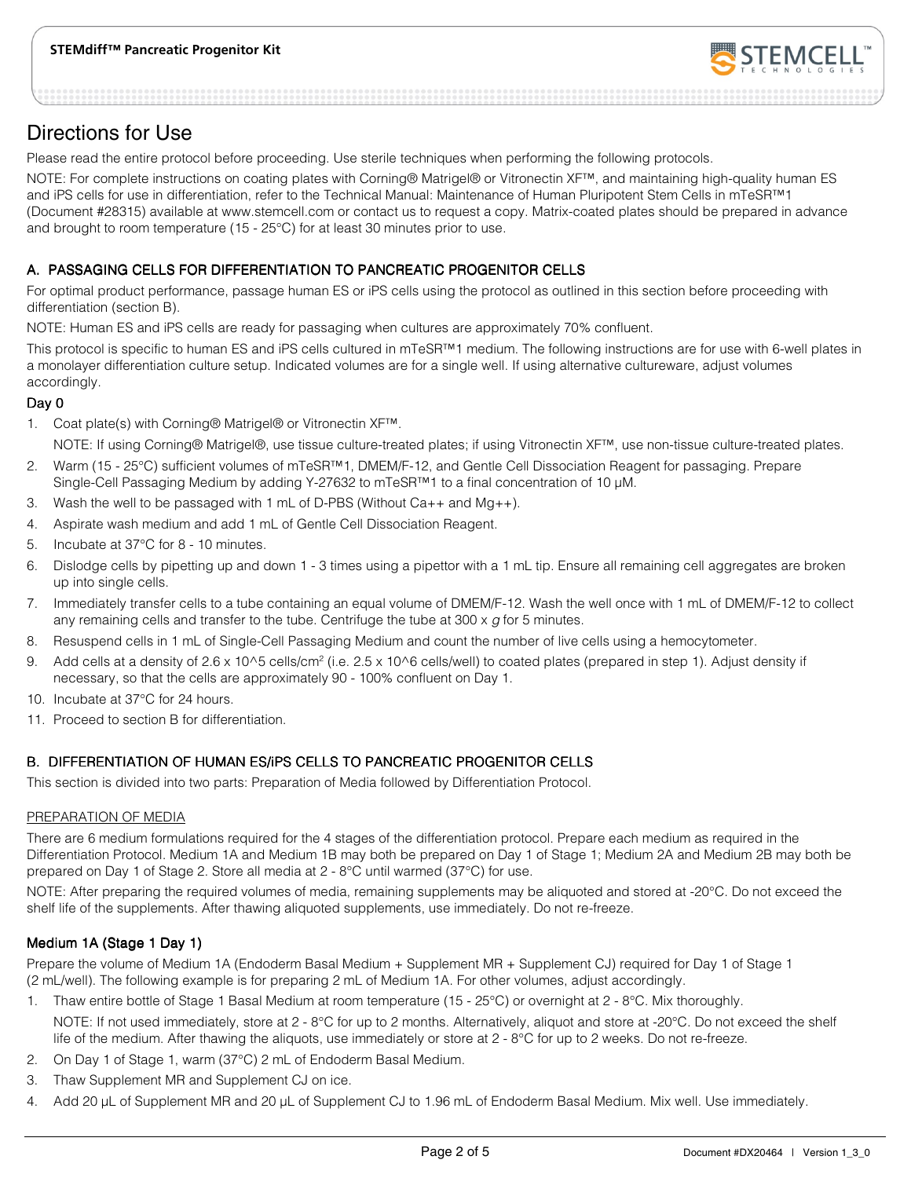# Directions for Use

Please read the entire protocol before proceeding. Use sterile techniques when performing the following protocols.

NOTE: For complete instructions on coating plates with Corning® Matrigel® or Vitronectin XF™, and maintaining high-quality human ES and iPS cells for use in differentiation, refer to the Technical Manual: Maintenance of Human Pluripotent Stem Cells in mTeSR™1 (Document #28315) available at www.stemcell.com or contact us to request a copy. Matrix-coated plates should be prepared in advance and brought to room temperature (15 - 25°C) for at least 30 minutes prior to use.

## A. PASSAGING CELLS FOR DIFFERENTIATION TO PANCREATIC PROGENITOR CELLS

For optimal product performance, passage human ES or iPS cells using the protocol as outlined in this section before proceeding with differentiation (section B).

NOTE: Human ES and iPS cells are ready for passaging when cultures are approximately 70% confluent.

This protocol is specific to human ES and iPS cells cultured in mTeSR™1 medium. The following instructions are for use with 6-well plates in a monolayer differentiation culture setup. Indicated volumes are for a single well. If using alternative cultureware, adjust volumes accordingly.

### Day 0

1. Coat plate(s) with Corning® Matrigel® or Vitronectin XF™.

   NOTE: If using Corning® Matrigel®, use tissue culture-treated plates; if using Vitronectin XF™, use non-tissue culture-treated plates.
2. Warm (15 - 25°C) sufficient volumes of mTeSR™1, DMEM/F-12, and Gentle Cell Dissociation Reagent for passaging. Prepare Single-Cell Passaging Medium by adding Y-27632 to mTeSR™1 to a final concentration of 10 µM.
3. Wash the well to be passaged with 1 mL of D-PBS (Without Ca++ and Mg++).
4. Aspirate wash medium and add 1 mL of Gentle Cell Dissociation Reagent.
5. Incubate at 37°C for 8 - 10 minutes.
6. Dislodge cells by pipetting up and down 1 - 3 times using a pipettor with a 1 mL tip. Ensure all remaining cell aggregates are broken up into single cells.
7. Immediately transfer cells to a tube containing an equal volume of DMEM/F-12. Wash the well once with 1 mL of DMEM/F-12 to collect any remaining cells and transfer to the tube. Centrifuge the tube at 300 x *g* for 5 minutes.
8. Resuspend cells in 1 mL of Single-Cell Passaging Medium and count the number of live cells using a hemocytometer.
9. Add cells at a density of 2.6 x 10^5 cells/cm² (i.e. 2.5 x 10^6 cells/well) to coated plates (prepared in step 1). Adjust density if necessary, so that the cells are approximately 90 - 100% confluent on Day 1.
10. Incubate at 37°C for 24 hours.
11. Proceed to section B for differentiation.

## B. DIFFERENTIATION OF HUMAN ES/iPS CELLS TO PANCREATIC PROGENITOR CELLS

This section is divided into two parts: Preparation of Media followed by Differentiation Protocol.

### PREPARATION OF MEDIA

There are 6 medium formulations required for the 4 stages of the differentiation protocol. Prepare each medium as required in the Differentiation Protocol. Medium 1A and Medium 1B may both be prepared on Day 1 of Stage 1; Medium 2A and Medium 2B may both be prepared on Day 1 of Stage 2. Store all media at 2 - 8°C until warmed (37°C) for use.

NOTE: After preparing the required volumes of media, remaining supplements may be aliquoted and stored at -20°C. Do not exceed the shelf life of the supplements. After thawing aliquoted supplements, use immediately. Do not re-freeze.

### Medium 1A (Stage 1 Day 1)

Prepare the volume of Medium 1A (Endoderm Basal Medium + Supplement MR + Supplement CJ) required for Day 1 of Stage 1 (2 mL/well). The following example is for preparing 2 mL of Medium 1A. For other volumes, adjust accordingly.

1. Thaw entire bottle of Stage 1 Basal Medium at room temperature (15 - 25°C) or overnight at 2 - 8°C. Mix thoroughly.

   NOTE: If not used immediately, store at 2 - 8°C for up to 2 months. Alternatively, aliquot and store at -20°C. Do not exceed the shelf life of the medium. After thawing the aliquots, use immediately or store at 2 - 8°C for up to 2 weeks. Do not re-freeze.
2. On Day 1 of Stage 1, warm (37°C) 2 mL of Endoderm Basal Medium.
3. Thaw Supplement MR and Supplement CJ on ice.
4. Add 20 µL of Supplement MR and 20 µL of Supplement CJ to 1.96 mL of Endoderm Basal Medium. Mix well. Use immediately.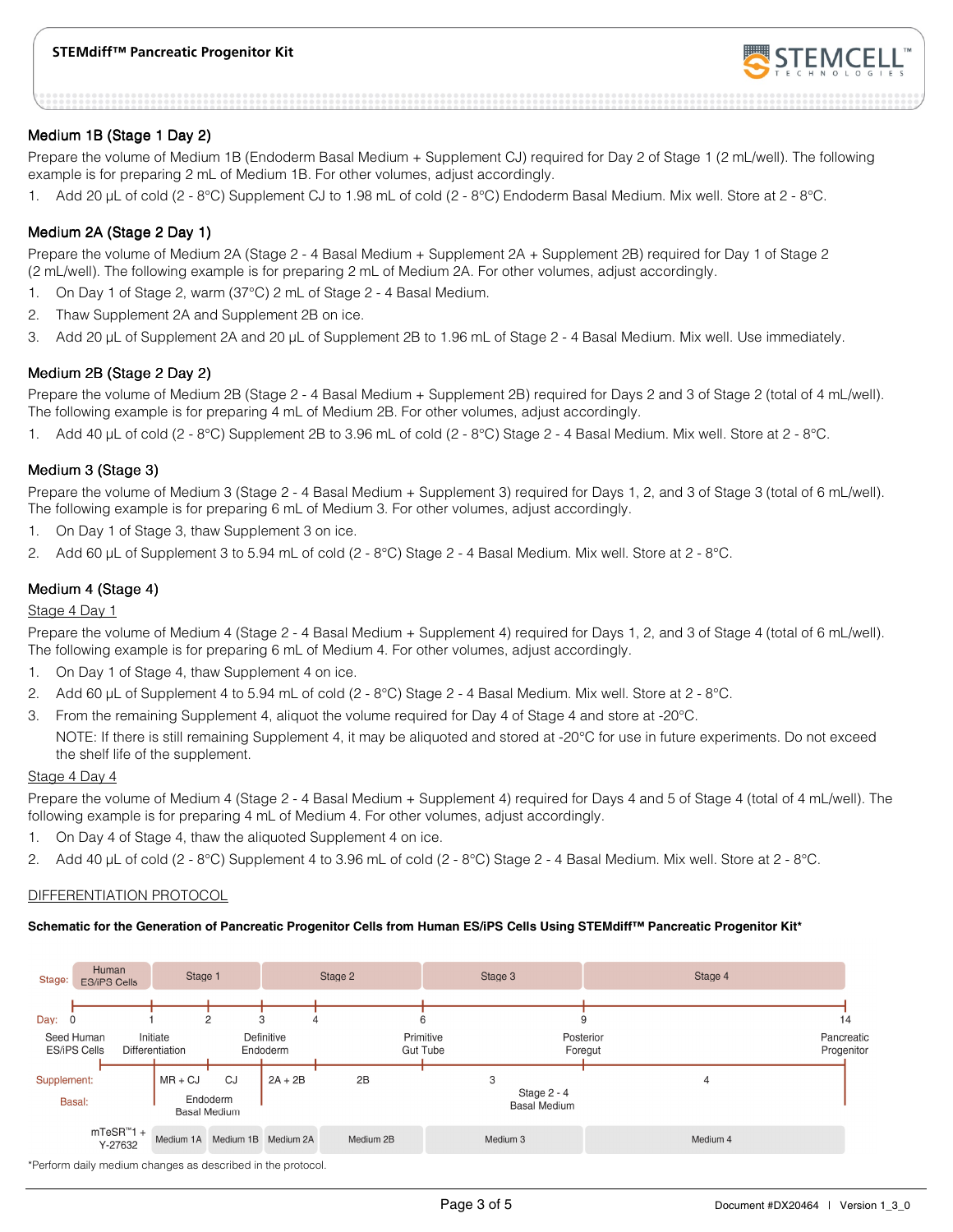### Medium 1B (Stage 1 Day 2)

Prepare the volume of Medium 1B (Endoderm Basal Medium + Supplement CJ) required for Day 2 of Stage 1 (2 mL/well). The following example is for preparing 2 mL of Medium 1B. For other volumes, adjust accordingly.

1. Add 20 µL of cold (2 - 8°C) Supplement CJ to 1.98 mL of cold (2 - 8°C) Endoderm Basal Medium. Mix well. Store at 2 - 8°C.

### Medium 2A (Stage 2 Day 1)

Prepare the volume of Medium 2A (Stage 2 - 4 Basal Medium + Supplement 2A + Supplement 2B) required for Day 1 of Stage 2 (2 mL/well). The following example is for preparing 2 mL of Medium 2A. For other volumes, adjust accordingly.

1. On Day 1 of Stage 2, warm (37°C) 2 mL of Stage 2 - 4 Basal Medium.
2. Thaw Supplement 2A and Supplement 2B on ice.
3. Add 20 µL of Supplement 2A and 20 µL of Supplement 2B to 1.96 mL of Stage 2 - 4 Basal Medium. Mix well. Use immediately.

### Medium 2B (Stage 2 Day 2)

Prepare the volume of Medium 2B (Stage 2 - 4 Basal Medium + Supplement 2B) required for Days 2 and 3 of Stage 2 (total of 4 mL/well). The following example is for preparing 4 mL of Medium 2B. For other volumes, adjust accordingly.

1. Add 40 µL of cold (2 - 8°C) Supplement 2B to 3.96 mL of cold (2 - 8°C) Stage 2 - 4 Basal Medium. Mix well. Store at 2 - 8°C.

### Medium 3 (Stage 3)

Prepare the volume of Medium 3 (Stage 2 - 4 Basal Medium + Supplement 3) required for Days 1, 2, and 3 of Stage 3 (total of 6 mL/well). The following example is for preparing 6 mL of Medium 3. For other volumes, adjust accordingly.

1. On Day 1 of Stage 3, thaw Supplement 3 on ice.
2. Add 60 µL of Supplement 3 to 5.94 mL of cold (2 - 8°C) Stage 2 - 4 Basal Medium. Mix well. Store at 2 - 8°C.

### Medium 4 (Stage 4)

Stage 4 Day 1

Prepare the volume of Medium 4 (Stage 2 - 4 Basal Medium + Supplement 4) required for Days 1, 2, and 3 of Stage 4 (total of 6 mL/well). The following example is for preparing 6 mL of Medium 4. For other volumes, adjust accordingly.

1. On Day 1 of Stage 4, thaw Supplement 4 on ice.
2. Add 60 µL of Supplement 4 to 5.94 mL of cold (2 - 8°C) Stage 2 - 4 Basal Medium. Mix well. Store at 2 - 8°C.
3. From the remaining Supplement 4, aliquot the volume required for Day 4 of Stage 4 and store at -20°C.

   NOTE: If there is still remaining Supplement 4, it may be aliquoted and stored at -20°C for use in future experiments. Do not exceed the shelf life of the supplement.

Stage 4 Day 4

Prepare the volume of Medium 4 (Stage 2 - 4 Basal Medium + Supplement 4) required for Days 4 and 5 of Stage 4 (total of 4 mL/well). The following example is for preparing 4 mL of Medium 4. For other volumes, adjust accordingly.

1. On Day 4 of Stage 4, thaw the aliquoted Supplement 4 on ice.
2. Add 40 µL of cold (2 - 8°C) Supplement 4 to 3.96 mL of cold (2 - 8°C) Stage 2 - 4 Basal Medium. Mix well. Store at 2 - 8°C.

## DIFFERENTIATION PROTOCOL

**Schematic for the Generation of Pancreatic Progenitor Cells from Human ES/iPS Cells Using STEMdiff™ Pancreatic Progenitor Kit***

| Stage: | Human ES/iPS Cells | Stage 1 | | Stage 2 | | Stage 3 | Stage 4 |
|---|---|---|---|---|---|---|---|
| Day: | 0 → 1 | 1 → 2 | 2 → 3 | 3 → 4 | 4 → 6 | 6 → 9 | 9 → 14 |
| Milestone | Seed Human ES/iPS Cells (Day 0) | Initiate Differentiation (Day 1) | | Definitive Endoderm (Day 3) | | Primitive Gut Tube (Day 6) | Posterior Foregut (Day 9); Pancreatic Progenitor (Day 14) |
| Supplement: | | MR + CJ | CJ | 2A + 2B | 2B | 3 | 4 |
| Basal: | | Endoderm Basal Medium | | Stage 2 - 4 Basal Medium | | | |
| Medium | mTeSR™1 + Y-27632 | Medium 1A | Medium 1B | Medium 2A | Medium 2B | Medium 3 | Medium 4 |

*Perform daily medium changes as described in the protocol.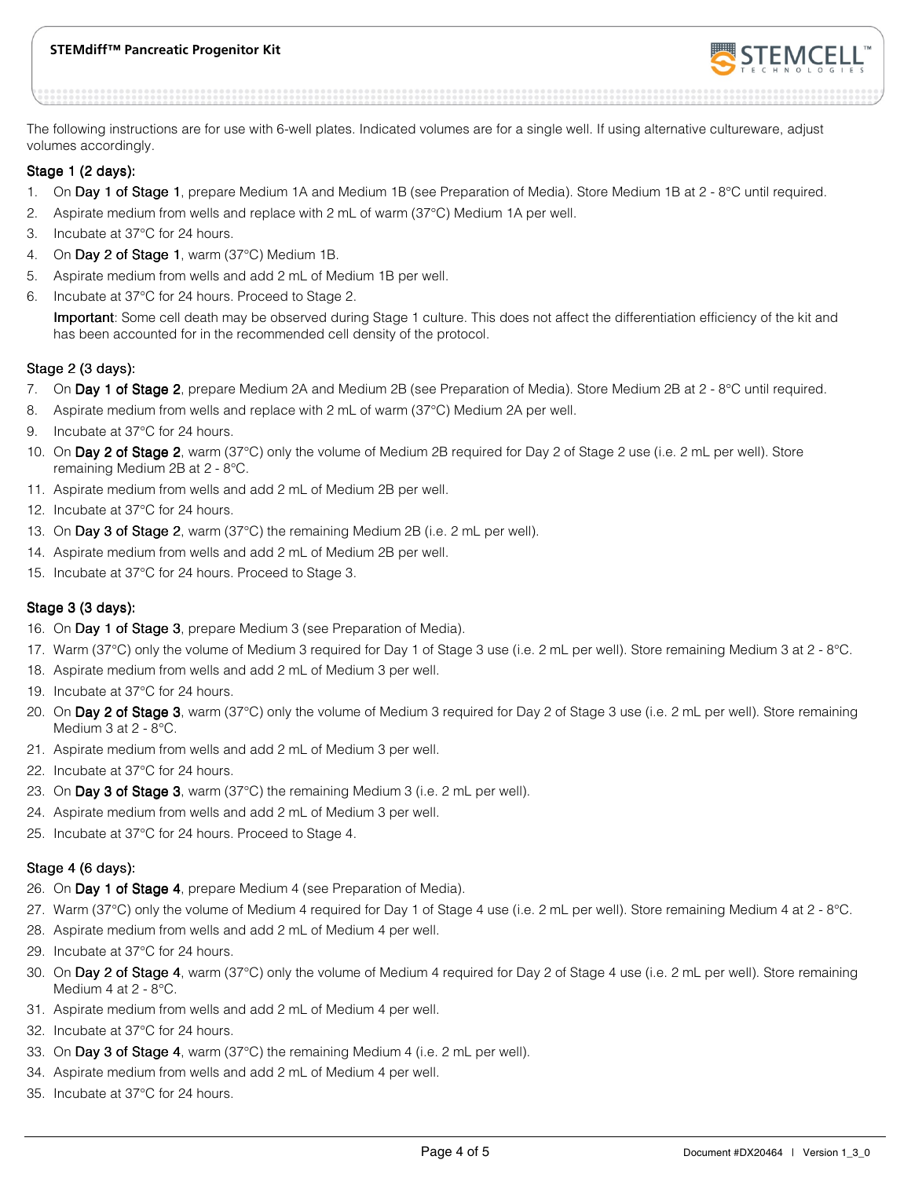The following instructions are for use with 6-well plates. Indicated volumes are for a single well. If using alternative cultureware, adjust volumes accordingly.

### Stage 1 (2 days):

1. On **Day 1 of Stage 1**, prepare Medium 1A and Medium 1B (see Preparation of Media). Store Medium 1B at 2 - 8°C until required.
2. Aspirate medium from wells and replace with 2 mL of warm (37°C) Medium 1A per well.
3. Incubate at 37°C for 24 hours.
4. On **Day 2 of Stage 1**, warm (37°C) Medium 1B.
5. Aspirate medium from wells and add 2 mL of Medium 1B per well.
6. Incubate at 37°C for 24 hours. Proceed to Stage 2.

   **Important**: Some cell death may be observed during Stage 1 culture. This does not affect the differentiation efficiency of the kit and has been accounted for in the recommended cell density of the protocol.

### Stage 2 (3 days):

7. On **Day 1 of Stage 2**, prepare Medium 2A and Medium 2B (see Preparation of Media). Store Medium 2B at 2 - 8°C until required.
8. Aspirate medium from wells and replace with 2 mL of warm (37°C) Medium 2A per well.
9. Incubate at 37°C for 24 hours.
10. On **Day 2 of Stage 2**, warm (37°C) only the volume of Medium 2B required for Day 2 of Stage 2 use (i.e. 2 mL per well). Store remaining Medium 2B at 2 - 8°C.
11. Aspirate medium from wells and add 2 mL of Medium 2B per well.
12. Incubate at 37°C for 24 hours.
13. On **Day 3 of Stage 2**, warm (37°C) the remaining Medium 2B (i.e. 2 mL per well).
14. Aspirate medium from wells and add 2 mL of Medium 2B per well.
15. Incubate at 37°C for 24 hours. Proceed to Stage 3.

### Stage 3 (3 days):

16. On **Day 1 of Stage 3**, prepare Medium 3 (see Preparation of Media).
17. Warm (37°C) only the volume of Medium 3 required for Day 1 of Stage 3 use (i.e. 2 mL per well). Store remaining Medium 3 at 2 - 8°C.
18. Aspirate medium from wells and add 2 mL of Medium 3 per well.
19. Incubate at 37°C for 24 hours.
20. On **Day 2 of Stage 3**, warm (37°C) only the volume of Medium 3 required for Day 2 of Stage 3 use (i.e. 2 mL per well). Store remaining Medium 3 at 2 - 8°C.
21. Aspirate medium from wells and add 2 mL of Medium 3 per well.
22. Incubate at 37°C for 24 hours.
23. On **Day 3 of Stage 3**, warm (37°C) the remaining Medium 3 (i.e. 2 mL per well).
24. Aspirate medium from wells and add 2 mL of Medium 3 per well.
25. Incubate at 37°C for 24 hours. Proceed to Stage 4.

### Stage 4 (6 days):

26. On **Day 1 of Stage 4**, prepare Medium 4 (see Preparation of Media).
27. Warm (37°C) only the volume of Medium 4 required for Day 1 of Stage 4 use (i.e. 2 mL per well). Store remaining Medium 4 at 2 - 8°C.
28. Aspirate medium from wells and add 2 mL of Medium 4 per well.
29. Incubate at 37°C for 24 hours.
30. On **Day 2 of Stage 4**, warm (37°C) only the volume of Medium 4 required for Day 2 of Stage 4 use (i.e. 2 mL per well). Store remaining Medium 4 at 2 - 8°C.
31. Aspirate medium from wells and add 2 mL of Medium 4 per well.
32. Incubate at 37°C for 24 hours.
33. On **Day 3 of Stage 4**, warm (37°C) the remaining Medium 4 (i.e. 2 mL per well).
34. Aspirate medium from wells and add 2 mL of Medium 4 per well.
35. Incubate at 37°C for 24 hours.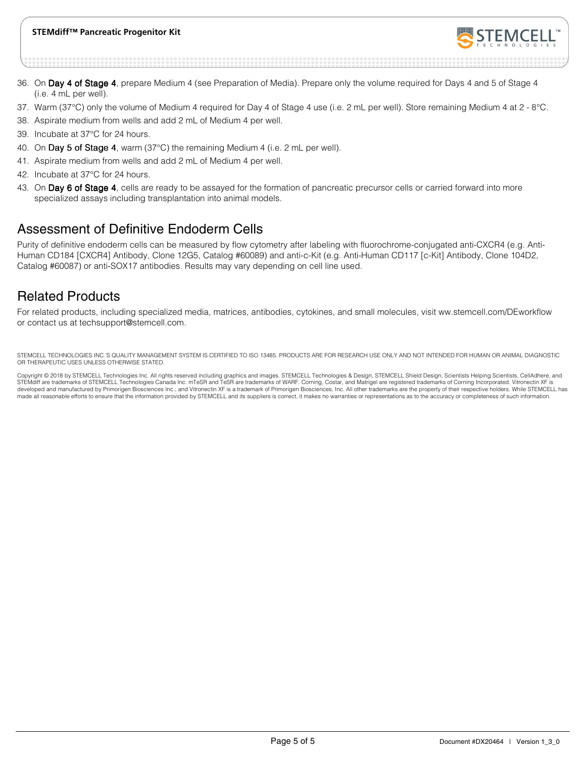36. On **Day 4 of Stage 4**, prepare Medium 4 (see Preparation of Media). Prepare only the volume required for Days 4 and 5 of Stage 4 (i.e. 4 mL per well).
37. Warm (37°C) only the volume of Medium 4 required for Day 4 of Stage 4 use (i.e. 2 mL per well). Store remaining Medium 4 at 2 - 8°C.
38. Aspirate medium from wells and add 2 mL of Medium 4 per well.
39. Incubate at 37°C for 24 hours.
40. On **Day 5 of Stage 4**, warm (37°C) the remaining Medium 4 (i.e. 2 mL per well).
41. Aspirate medium from wells and add 2 mL of Medium 4 per well.
42. Incubate at 37°C for 24 hours.
43. On **Day 6 of Stage 4**, cells are ready to be assayed for the formation of pancreatic precursor cells or carried forward into more specialized assays including transplantation into animal models.

## Assessment of Definitive Endoderm Cells

Purity of definitive endoderm cells can be measured by flow cytometry after labeling with fluorochrome-conjugated anti-CXCR4 (e.g. Anti-Human CD184 [CXCR4] Antibody, Clone 12G5, Catalog #60089) and anti-c-Kit (e.g. Anti-Human CD117 [c-Kit] Antibody, Clone 104D2, Catalog #60087) or anti-SOX17 antibodies. Results may vary depending on cell line used.

## Related Products

For related products, including specialized media, matrices, antibodies, cytokines, and small molecules, visit ww.stemcell.com/DEworkflow or contact us at techsupport@stemcell.com.

STEMCELL TECHNOLOGIES INC.'S QUALITY MANAGEMENT SYSTEM IS CERTIFIED TO ISO 13485. PRODUCTS ARE FOR RESEARCH USE ONLY AND NOT INTENDED FOR HUMAN OR ANIMAL DIAGNOSTIC OR THERAPEUTIC USES UNLESS OTHERWISE STATED.

Copyright © 2018 by STEMCELL Technologies Inc. All rights reserved including graphics and images. STEMCELL Technologies & Design, STEMCELL Shield Design, Scientists Helping Scientists, CellAdhere, and STEMdiff are trademarks of STEMCELL Technologies Canada Inc. mTeSR and TeSR are trademarks of WARF. Corning, Costar, and Matrigel are registered trademarks of Corning Incorporated. Vitronectin XF is developed and manufactured by Primorigen Biosciences Inc., and Vitronectin XF is a trademark of Primorigen Biosciences, Inc. All other trademarks are the property of their respective holders. While STEMCELL has made all reasonable efforts to ensure that the information provided by STEMCELL and its suppliers is correct, it makes no warranties or representations as to the accuracy or completeness of such information.